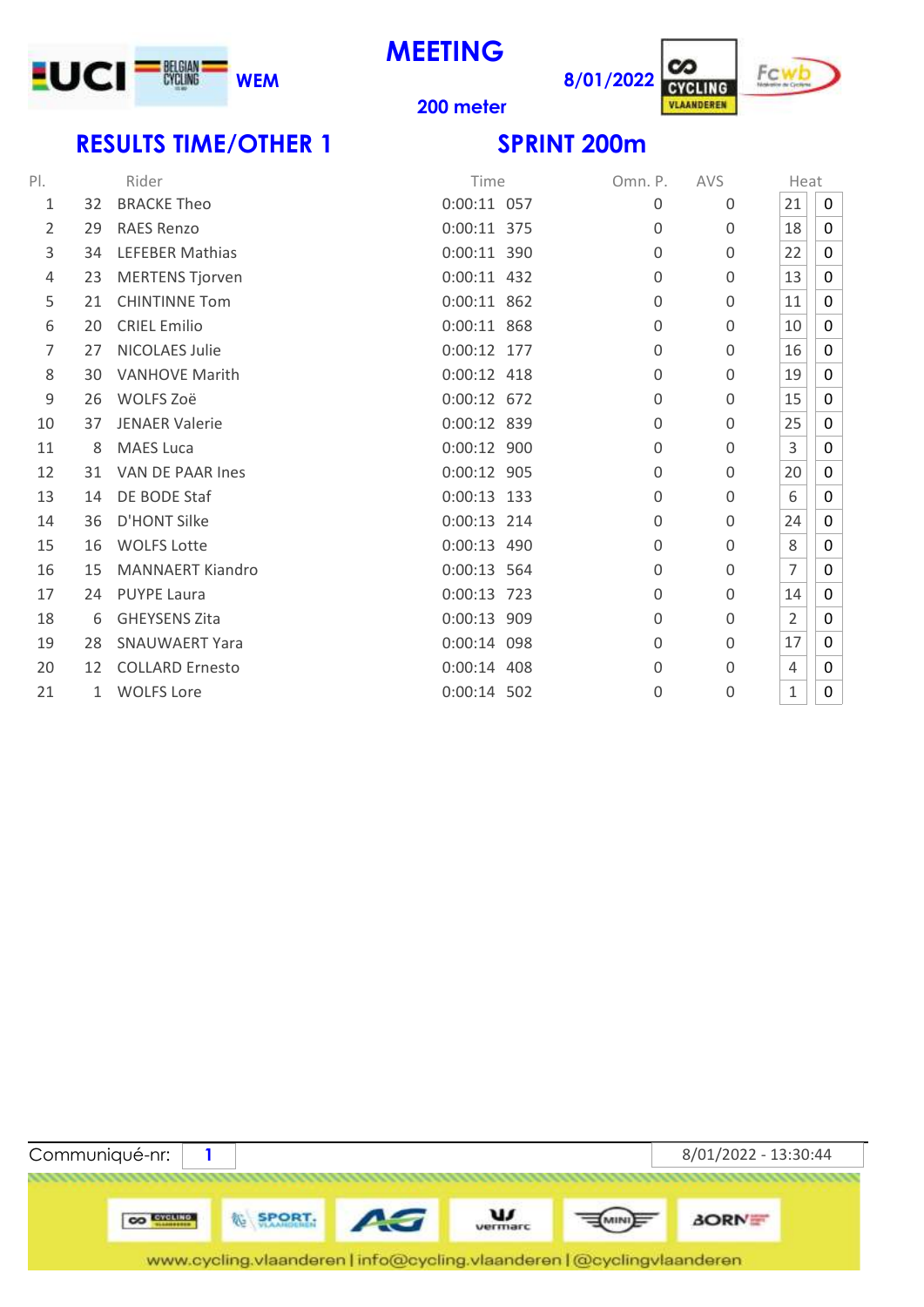UCI BELGIAN CYCLING **WEM**

# MEETING

**200 meter**

**8/01/2022**

CYCLING VLAANDEREN   Fcwb

## RESULTS TIME/OTHER 1

## SPRINT 200m

| Pl. | | Rider | Time | | Omn. P. | AVS | Heat | |
|---|---|---|---|---|---|---|---|---|
| 1 | 32 | BRACKE Theo | 0:00:11 | 057 | 0 | 0 | 21 | 0 |
| 2 | 29 | RAES Renzo | 0:00:11 | 375 | 0 | 0 | 18 | 0 |
| 3 | 34 | LEFEBER Mathias | 0:00:11 | 390 | 0 | 0 | 22 | 0 |
| 4 | 23 | MERTENS Tjorven | 0:00:11 | 432 | 0 | 0 | 13 | 0 |
| 5 | 21 | CHINTINNE Tom | 0:00:11 | 862 | 0 | 0 | 11 | 0 |
| 6 | 20 | CRIEL Emilio | 0:00:11 | 868 | 0 | 0 | 10 | 0 |
| 7 | 27 | NICOLAES Julie | 0:00:12 | 177 | 0 | 0 | 16 | 0 |
| 8 | 30 | VANHOVE Marith | 0:00:12 | 418 | 0 | 0 | 19 | 0 |
| 9 | 26 | WOLFS Zoë | 0:00:12 | 672 | 0 | 0 | 15 | 0 |
| 10 | 37 | JENAER Valerie | 0:00:12 | 839 | 0 | 0 | 25 | 0 |
| 11 | 8 | MAES Luca | 0:00:12 | 900 | 0 | 0 | 3 | 0 |
| 12 | 31 | VAN DE PAAR Ines | 0:00:12 | 905 | 0 | 0 | 20 | 0 |
| 13 | 14 | DE BODE Staf | 0:00:13 | 133 | 0 | 0 | 6 | 0 |
| 14 | 36 | D'HONT Silke | 0:00:13 | 214 | 0 | 0 | 24 | 0 |
| 15 | 16 | WOLFS Lotte | 0:00:13 | 490 | 0 | 0 | 8 | 0 |
| 16 | 15 | MANNAERT Kiandro | 0:00:13 | 564 | 0 | 0 | 7 | 0 |
| 17 | 24 | PUYPE Laura | 0:00:13 | 723 | 0 | 0 | 14 | 0 |
| 18 | 6 | GHEYSENS Zita | 0:00:13 | 909 | 0 | 0 | 2 | 0 |
| 19 | 28 | SNAUWAERT Yara | 0:00:14 | 098 | 0 | 0 | 17 | 0 |
| 20 | 12 | COLLARD Ernesto | 0:00:14 | 408 | 0 | 0 | 4 | 0 |
| 21 | 1 | WOLFS Lore | 0:00:14 | 502 | 0 | 0 | 1 | 0 |

Communiqué-nr: **1**    8/01/2022 - 13:30:44

www.cycling.vlaanderen | info@cycling.vlaanderen | @cyclingvlaanderen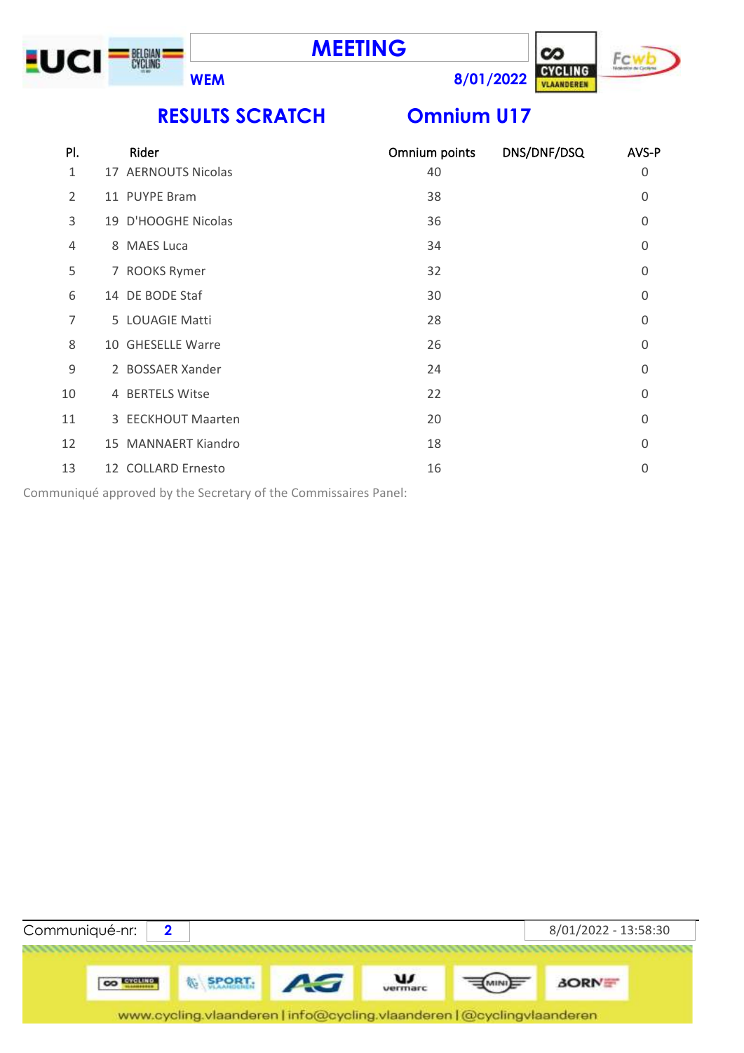# MEETING

**WEM** **8/01/2022**

## RESULTS SCRATCH Omnium U17

| Pl. | Rider | Omnium points | DNS/DNF/DSQ | AVS-P |
|---|---|---|---|---|
| 1 | 17 AERNOUTS Nicolas | 40 | | 0 |
| 2 | 11 PUYPE Bram | 38 | | 0 |
| 3 | 19 D'HOOGHE Nicolas | 36 | | 0 |
| 4 | 8 MAES Luca | 34 | | 0 |
| 5 | 7 ROOKS Rymer | 32 | | 0 |
| 6 | 14 DE BODE Staf | 30 | | 0 |
| 7 | 5 LOUAGIE Matti | 28 | | 0 |
| 8 | 10 GHESELLE Warre | 26 | | 0 |
| 9 | 2 BOSSAER Xander | 24 | | 0 |
| 10 | 4 BERTELS Witse | 22 | | 0 |
| 11 | 3 EECKHOUT Maarten | 20 | | 0 |
| 12 | 15 MANNAERT Kiandro | 18 | | 0 |
| 13 | 12 COLLARD Ernesto | 16 | | 0 |

Communiqué approved by the Secretary of the Commissaires Panel:

Communiqué-nr: **2** 8/01/2022 - 13:58:30

www.cycling.vlaanderen | info@cycling.vlaanderen | @cyclingvlaanderen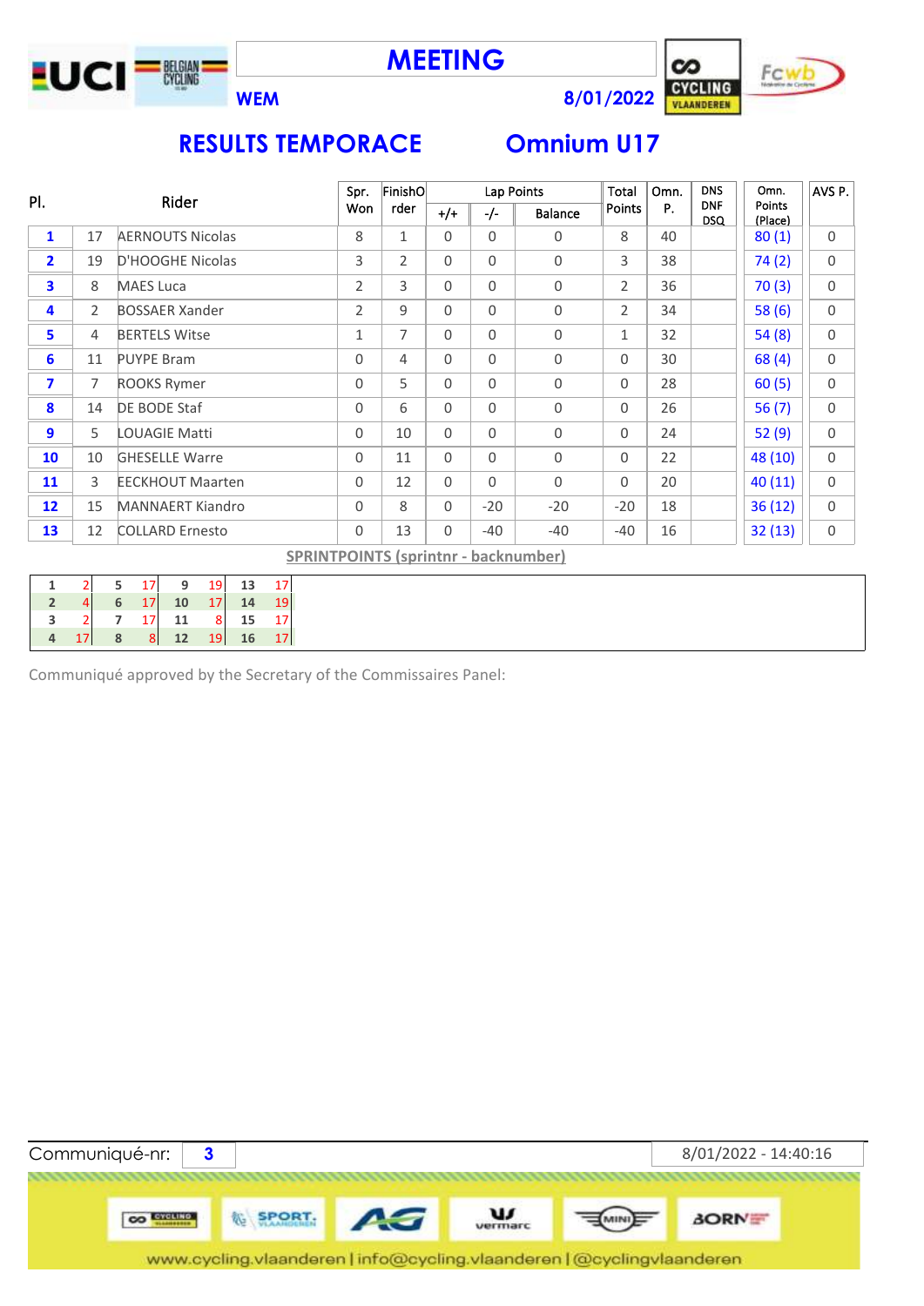# MEETING

**WEM** **8/01/2022**

## RESULTS TEMPORACE Omnium U17

| Pl. | | Rider | Spr. Won | FinishOrder | Lap Points +/+ | -/- | Balance | Total Points | Omn. P. | DNS DNF DSQ | Omn. Points (Place) | AVS P. |
|---|---|---|---|---|---|---|---|---|---|---|---|---|
| 1 | 17 | AERNOUTS Nicolas | 8 | 1 | 0 | 0 | 0 | 8 | 40 | | 80 (1) | 0 |
| 2 | 19 | D'HOOGHE Nicolas | 3 | 2 | 0 | 0 | 0 | 3 | 38 | | 74 (2) | 0 |
| 3 | 8 | MAES Luca | 2 | 3 | 0 | 0 | 0 | 2 | 36 | | 70 (3) | 0 |
| 4 | 2 | BOSSAER Xander | 2 | 9 | 0 | 0 | 0 | 2 | 34 | | 58 (6) | 0 |
| 5 | 4 | BERTELS Witse | 1 | 7 | 0 | 0 | 0 | 1 | 32 | | 54 (8) | 0 |
| 6 | 11 | PUYPE Bram | 0 | 4 | 0 | 0 | 0 | 0 | 30 | | 68 (4) | 0 |
| 7 | 7 | ROOKS Rymer | 0 | 5 | 0 | 0 | 0 | 0 | 28 | | 60 (5) | 0 |
| 8 | 14 | DE BODE Staf | 0 | 6 | 0 | 0 | 0 | 0 | 26 | | 56 (7) | 0 |
| 9 | 5 | LOUAGIE Matti | 0 | 10 | 0 | 0 | 0 | 0 | 24 | | 52 (9) | 0 |
| 10 | 10 | GHESELLE Warre | 0 | 11 | 0 | 0 | 0 | 0 | 22 | | 48 (10) | 0 |
| 11 | 3 | EECKHOUT Maarten | 0 | 12 | 0 | 0 | 0 | 0 | 20 | | 40 (11) | 0 |
| 12 | 15 | MANNAERT Kiandro | 0 | 8 | 0 | -20 | -20 | -20 | 18 | | 36 (12) | 0 |
| 13 | 12 | COLLARD Ernesto | 0 | 13 | 0 | -40 | -40 | -40 | 16 | | 32 (13) | 0 |

**SPRINTPOINTS (sprintnr - backnumber)**

| | | | | | | | |
|---|---|---|---|---|---|---|---|
| 1 | 2 | 5 | 17 | 9 | 19 | 13 | 17 |
| 2 | 4 | 6 | 17 | 10 | 17 | 14 | 19 |
| 3 | 2 | 7 | 17 | 11 | 8 | 15 | 17 |
| 4 | 17 | 8 | 8 | 12 | 19 | 16 | 17 |

Communiqué approved by the Secretary of the Commissaires Panel:

Communiqué-nr: 3 8/01/2022 - 14:40:16

www.cycling.vlaanderen | info@cycling.vlaanderen | @cyclingvlaanderen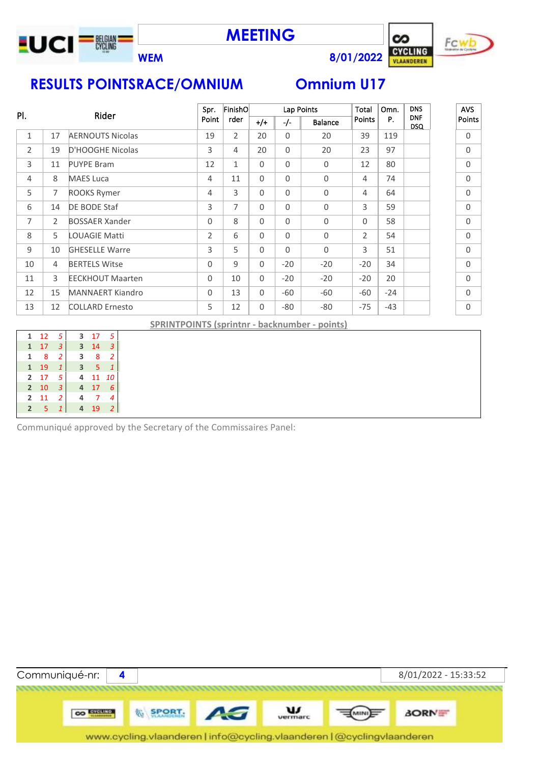# MEETING

**WEM** **8/01/2022**

## RESULTS POINTSRACE/OMNIUM — Omnium U17

| Pl. | | Rider | Spr. Point | FinishOrder | Lap Points +/+ | Lap Points -/- | Lap Points Balance | Total Points | Omn. P. | DNS DNF DSQ | AVS Points |
|---|---|---|---|---|---|---|---|---|---|---|---|
| 1 | 17 | AERNOUTS Nicolas | 19 | 2 | 20 | 0 | 20 | 39 | 119 | | 0 |
| 2 | 19 | D'HOOGHE Nicolas | 3 | 4 | 20 | 0 | 20 | 23 | 97 | | 0 |
| 3 | 11 | PUYPE Bram | 12 | 1 | 0 | 0 | 0 | 12 | 80 | | 0 |
| 4 | 8 | MAES Luca | 4 | 11 | 0 | 0 | 0 | 4 | 74 | | 0 |
| 5 | 7 | ROOKS Rymer | 4 | 3 | 0 | 0 | 0 | 4 | 64 | | 0 |
| 6 | 14 | DE BODE Staf | 3 | 7 | 0 | 0 | 0 | 3 | 59 | | 0 |
| 7 | 2 | BOSSAER Xander | 0 | 8 | 0 | 0 | 0 | 0 | 58 | | 0 |
| 8 | 5 | LOUAGIE Matti | 2 | 6 | 0 | 0 | 0 | 2 | 54 | | 0 |
| 9 | 10 | GHESELLE Warre | 3 | 5 | 0 | 0 | 0 | 3 | 51 | | 0 |
| 10 | 4 | BERTELS Witse | 0 | 9 | 0 | -20 | -20 | -20 | 34 | | 0 |
| 11 | 3 | EECKHOUT Maarten | 0 | 10 | 0 | -20 | -20 | -20 | 20 | | 0 |
| 12 | 15 | MANNAERT Kiandro | 0 | 13 | 0 | -60 | -60 | -60 | -24 | | 0 |
| 13 | 12 | COLLARD Ernesto | 5 | 12 | 0 | -80 | -80 | -75 | -43 | | 0 |

**SPRINTPOINTS (sprintnr - backnumber - points)**

| Sprint | Back nr | Points | Sprint | Back nr | Points |
|---|---|---|---|---|---|
| 1 | 12 | 5 | 3 | 17 | 5 |
| 1 | 17 | 3 | 3 | 14 | 3 |
| 1 | 8 | 2 | 3 | 8 | 2 |
| 1 | 19 | 1 | 3 | 5 | 1 |
| 2 | 17 | 5 | 4 | 11 | 10 |
| 2 | 10 | 3 | 4 | 17 | 6 |
| 2 | 11 | 2 | 4 | 7 | 4 |
| 2 | 5 | 1 | 4 | 19 | 2 |

Communiqué approved by the Secretary of the Commissaires Panel:

Communiqué-nr: **4** — 8/01/2022 - 15:33:52

www.cycling.vlaanderen | info@cycling.vlaanderen | @cyclingvlaanderen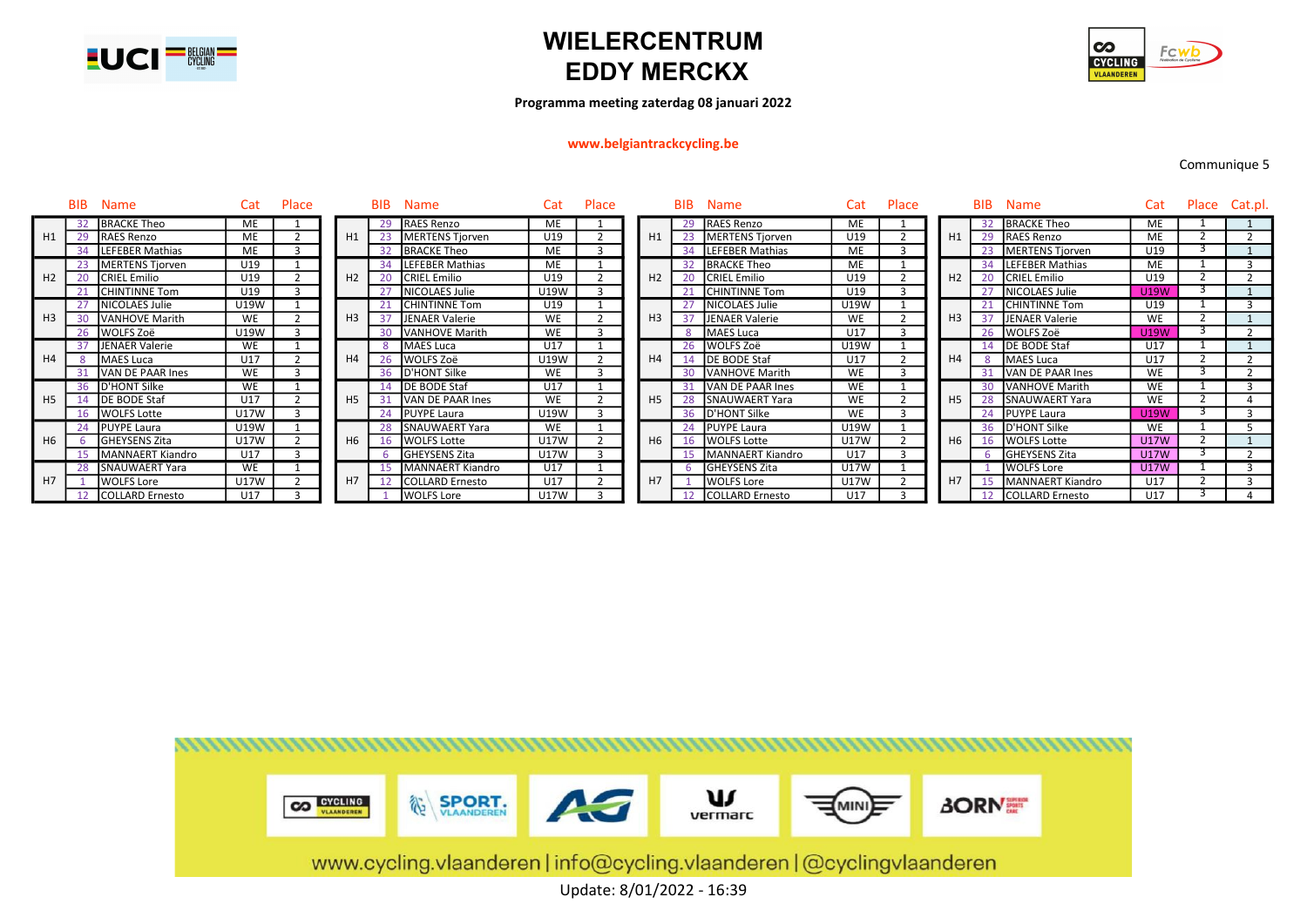# WIELERCENTRUM EDDY MERCKX

**Programma meeting zaterdag 08 januari 2022**

www.belgiantrackcycling.be

Communique 5

| | BIB | Name | Cat | Place |
|---|---|---|---|---|
| H1 | 32 | BRACKE Theo | ME | 1 |
| | 29 | RAES Renzo | ME | 2 |
| | 34 | LEFEBER Mathias | ME | 3 |
| H2 | 23 | MERTENS Tjorven | U19 | 1 |
| | 20 | CRIEL Emilio | U19 | 2 |
| | 21 | CHINTINNE Tom | U19 | 3 |
| H3 | 27 | NICOLAES Julie | U19W | 1 |
| | 30 | VANHOVE Marith | WE | 2 |
| | 26 | WOLFS Zoë | U19W | 3 |
| H4 | 37 | JENAER Valerie | WE | 1 |
| | 8 | MAES Luca | U17 | 2 |
| | 31 | VAN DE PAAR Ines | WE | 3 |
| H5 | 36 | D'HONT Silke | WE | 1 |
| | 14 | DE BODE Staf | U17 | 2 |
| | 16 | WOLFS Lotte | U17W | 3 |
| H6 | 24 | PUYPE Laura | U19W | 1 |
| | 6 | GHEYSENS Zita | U17W | 2 |
| | 15 | MANNAERT Kiandro | U17 | 3 |
| H7 | 28 | SNAUWAERT Yara | WE | 1 |
| | 1 | WOLFS Lore | U17W | 2 |
| | 12 | COLLARD Ernesto | U17 | 3 |

| | BIB | Name | Cat | Place |
|---|---|---|---|---|
| H1 | 29 | RAES Renzo | ME | 1 |
| | 23 | MERTENS Tjorven | U19 | 2 |
| | 32 | BRACKE Theo | ME | 3 |
| H2 | 34 | LEFEBER Mathias | ME | 1 |
| | 20 | CRIEL Emilio | U19 | 2 |
| | 27 | NICOLAES Julie | U19W | 3 |
| H3 | 21 | CHINTINNE Tom | U19 | 1 |
| | 37 | JENAER Valerie | WE | 2 |
| | 30 | VANHOVE Marith | WE | 3 |
| H4 | 8 | MAES Luca | U17 | 1 |
| | 26 | WOLFS Zoë | U19W | 2 |
| | 36 | D'HONT Silke | WE | 3 |
| H5 | 14 | DE BODE Staf | U17 | 1 |
| | 31 | VAN DE PAAR Ines | WE | 2 |
| | 24 | PUYPE Laura | U19W | 3 |
| H6 | 28 | SNAUWAERT Yara | WE | 1 |
| | 16 | WOLFS Lotte | U17W | 2 |
| | 6 | GHEYSENS Zita | U17W | 3 |
| H7 | 15 | MANNAERT Kiandro | U17 | 1 |
| | 12 | COLLARD Ernesto | U17 | 2 |
| | 1 | WOLFS Lore | U17W | 3 |

| | BIB | Name | Cat | Place |
|---|---|---|---|---|
| H1 | 29 | RAES Renzo | ME | 1 |
| | 23 | MERTENS Tjorven | U19 | 2 |
| | 34 | LEFEBER Mathias | ME | 3 |
| H2 | 32 | BRACKE Theo | ME | 1 |
| | 20 | CRIEL Emilio | U19 | 2 |
| | 21 | CHINTINNE Tom | U19 | 3 |
| H3 | 27 | NICOLAES Julie | U19W | 1 |
| | 37 | JENAER Valerie | WE | 2 |
| | 8 | MAES Luca | U17 | 3 |
| H4 | 26 | WOLFS Zoë | U19W | 1 |
| | 14 | DE BODE Staf | U17 | 2 |
| | 30 | VANHOVE Marith | WE | 3 |
| H5 | 31 | VAN DE PAAR Ines | WE | 1 |
| | 28 | SNAUWAERT Yara | WE | 2 |
| | 36 | D'HONT Silke | WE | 3 |
| H6 | 24 | PUYPE Laura | U19W | 1 |
| | 16 | WOLFS Lotte | U17W | 2 |
| | 15 | MANNAERT Kiandro | U17 | 3 |
| H7 | 6 | GHEYSENS Zita | U17W | 1 |
| | 1 | WOLFS Lore | U17W | 2 |
| | 12 | COLLARD Ernesto | U17 | 3 |

| | BIB | Name | Cat | Place | Cat.pl. |
|---|---|---|---|---|---|
| H1 | 32 | BRACKE Theo | ME | 1 | 1 |
| | 29 | RAES Renzo | ME | 2 | 2 |
| | 23 | MERTENS Tjorven | U19 | 3 | 1 |
| H2 | 34 | LEFEBER Mathias | ME | 1 | 3 |
| | 20 | CRIEL Emilio | U19 | 2 | 2 |
| | 27 | NICOLAES Julie | U19W | 3 | 1 |
| H3 | 21 | CHINTINNE Tom | U19 | 1 | 3 |
| | 37 | JENAER Valerie | WE | 2 | 1 |
| | 26 | WOLFS Zoë | U19W | 3 | 2 |
| H4 | 14 | DE BODE Staf | U17 | 1 | 1 |
| | 8 | MAES Luca | U17 | 2 | 2 |
| | 31 | VAN DE PAAR Ines | WE | 3 | 2 |
| H5 | 30 | VANHOVE Marith | WE | 1 | 3 |
| | 28 | SNAUWAERT Yara | WE | 2 | 4 |
| | 24 | PUYPE Laura | U19W | 3 | 3 |
| H6 | 36 | D'HONT Silke | WE | 1 | 5 |
| | 16 | WOLFS Lotte | U17W | 2 | 1 |
| | 6 | GHEYSENS Zita | U17W | 3 | 2 |
| H7 | 1 | WOLFS Lore | U17W | 1 | 3 |
| | 15 | MANNAERT Kiandro | U17 | 2 | 3 |
| | 12 | COLLARD Ernesto | U17 | 3 | 4 |

www.cycling.vlaanderen | info@cycling.vlaanderen | @cyclingvlaanderen

Update: 8/01/2022 - 16:39